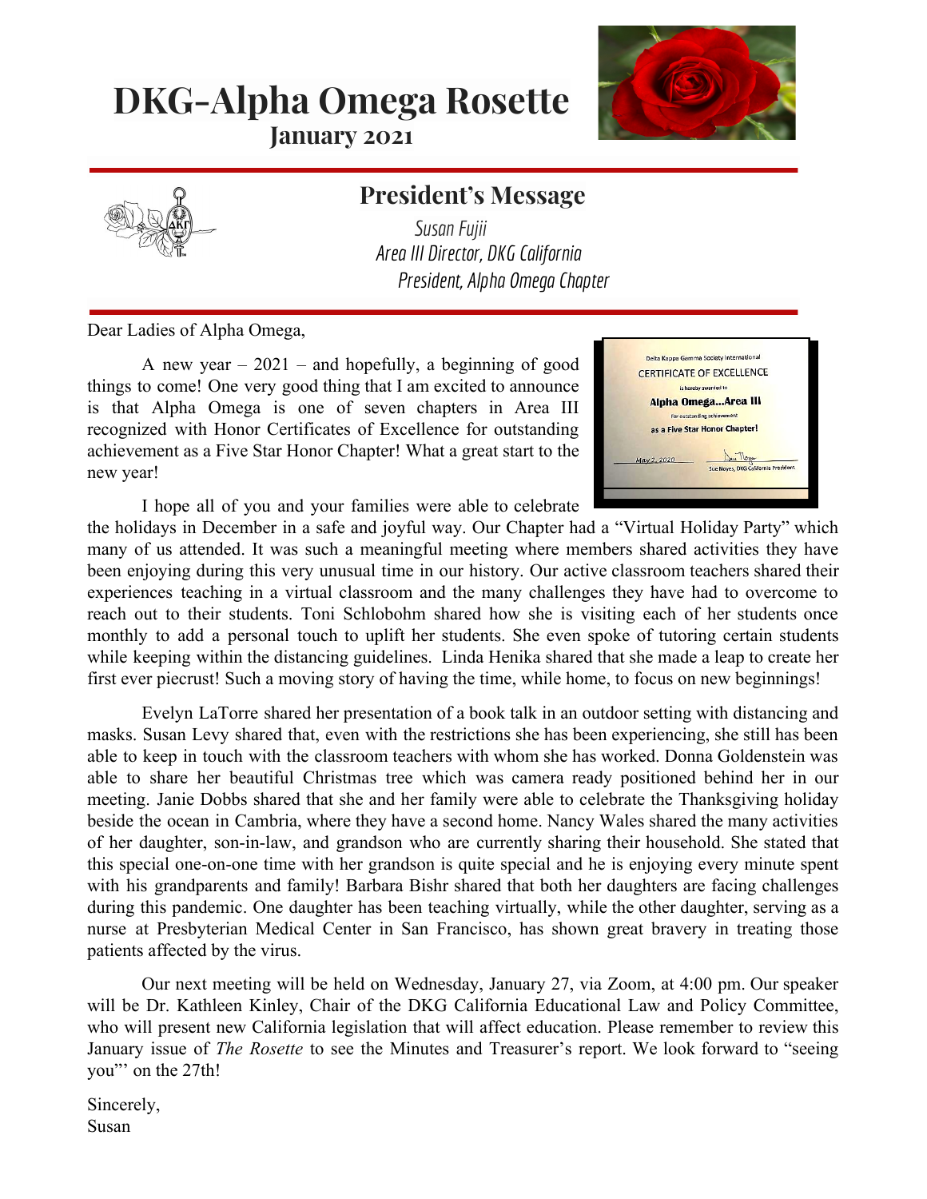# DKG-Alpha Omega Rosette

**January 2021**

## President's Message

*Susan Fujii*
*Area III Director, DKG California*
*President, Alpha Omega Chapter*

Dear Ladies of Alpha Omega,

A new year – 2021 – and hopefully, a beginning of good things to come! One very good thing that I am excited to announce is that Alpha Omega is one of seven chapters in Area III recognized with Honor Certificates of Excellence for outstanding achievement as a Five Star Honor Chapter! What a great start to the new year!

I hope all of you and your families were able to celebrate the holidays in December in a safe and joyful way. Our Chapter had a "Virtual Holiday Party" which many of us attended. It was such a meaningful meeting where members shared activities they have been enjoying during this very unusual time in our history. Our active classroom teachers shared their experiences teaching in a virtual classroom and the many challenges they have had to overcome to reach out to their students. Toni Schlobohm shared how she is visiting each of her students once monthly to add a personal touch to uplift her students. She even spoke of tutoring certain students while keeping within the distancing guidelines. Linda Henika shared that she made a leap to create her first ever piecrust! Such a moving story of having the time, while home, to focus on new beginnings!

Evelyn LaTorre shared her presentation of a book talk in an outdoor setting with distancing and masks. Susan Levy shared that, even with the restrictions she has been experiencing, she still has been able to keep in touch with the classroom teachers with whom she has worked. Donna Goldenstein was able to share her beautiful Christmas tree which was camera ready positioned behind her in our meeting. Janie Dobbs shared that she and her family were able to celebrate the Thanksgiving holiday beside the ocean in Cambria, where they have a second home. Nancy Wales shared the many activities of her daughter, son-in-law, and grandson who are currently sharing their household. She stated that this special one-on-one time with her grandson is quite special and he is enjoying every minute spent with his grandparents and family! Barbara Bishr shared that both her daughters are facing challenges during this pandemic. One daughter has been teaching virtually, while the other daughter, serving as a nurse at Presbyterian Medical Center in San Francisco, has shown great bravery in treating those patients affected by the virus.

Our next meeting will be held on Wednesday, January 27, via Zoom, at 4:00 pm. Our speaker will be Dr. Kathleen Kinley, Chair of the DKG California Educational Law and Policy Committee, who will present new California legislation that will affect education. Please remember to review this January issue of *The Rosette* to see the Minutes and Treasurer's report. We look forward to "seeing you"' on the 27th!

Sincerely,
Susan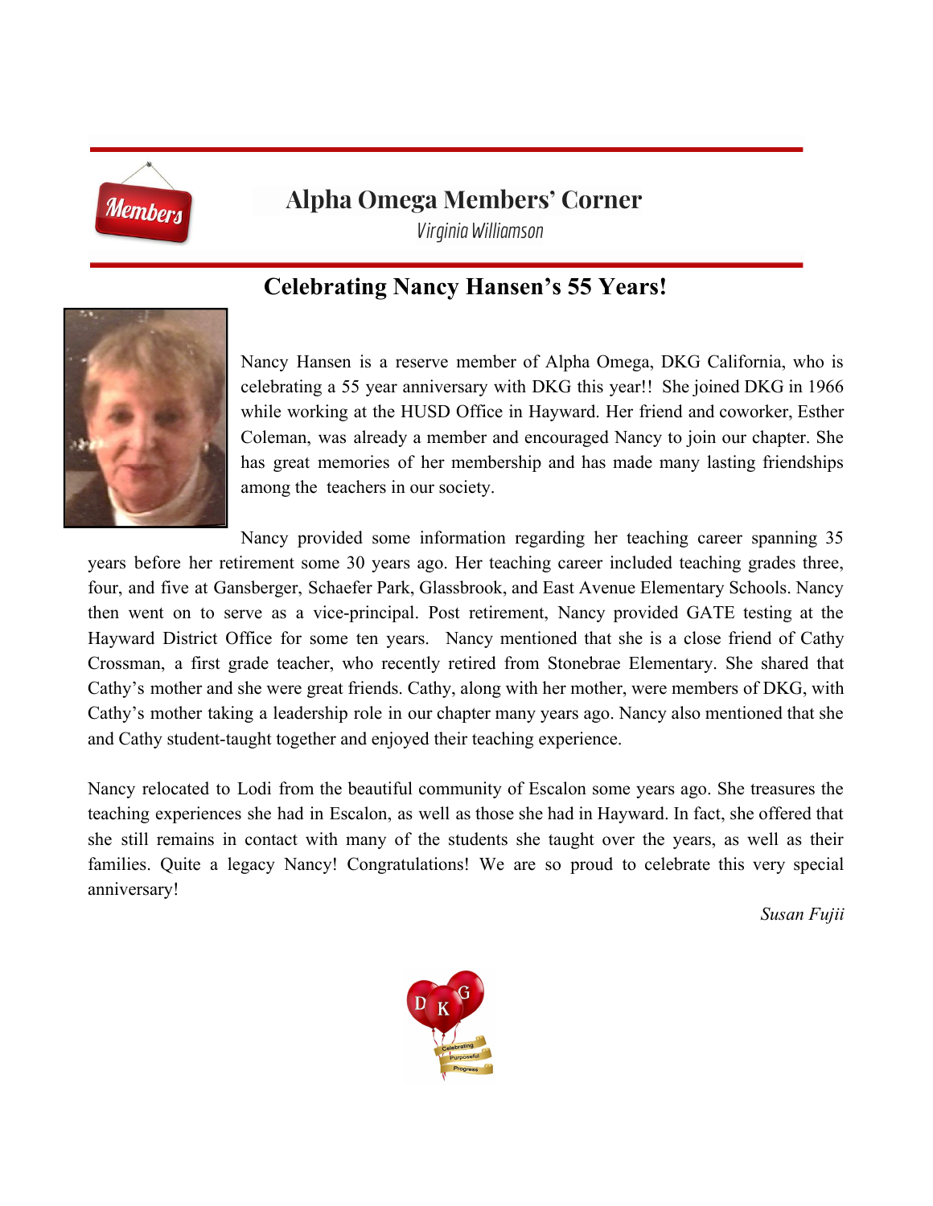# Alpha Omega Members' Corner

*Virginia Williamson*

## Celebrating Nancy Hansen's 55 Years!

Nancy Hansen is a reserve member of Alpha Omega, DKG California, who is celebrating a 55 year anniversary with DKG this year!! She joined DKG in 1966 while working at the HUSD Office in Hayward. Her friend and coworker, Esther Coleman, was already a member and encouraged Nancy to join our chapter. She has great memories of her membership and has made many lasting friendships among the teachers in our society.

Nancy provided some information regarding her teaching career spanning 35 years before her retirement some 30 years ago. Her teaching career included teaching grades three, four, and five at Gansberger, Schaefer Park, Glassbrook, and East Avenue Elementary Schools. Nancy then went on to serve as a vice-principal. Post retirement, Nancy provided GATE testing at the Hayward District Office for some ten years. Nancy mentioned that she is a close friend of Cathy Crossman, a first grade teacher, who recently retired from Stonebrae Elementary. She shared that Cathy's mother and she were great friends. Cathy, along with her mother, were members of DKG, with Cathy's mother taking a leadership role in our chapter many years ago. Nancy also mentioned that she and Cathy student-taught together and enjoyed their teaching experience.

Nancy relocated to Lodi from the beautiful community of Escalon some years ago. She treasures the teaching experiences she had in Escalon, as well as those she had in Hayward. In fact, she offered that she still remains in contact with many of the students she taught over the years, as well as their families. Quite a legacy Nancy! Congratulations! We are so proud to celebrate this very special anniversary!

*Susan Fujii*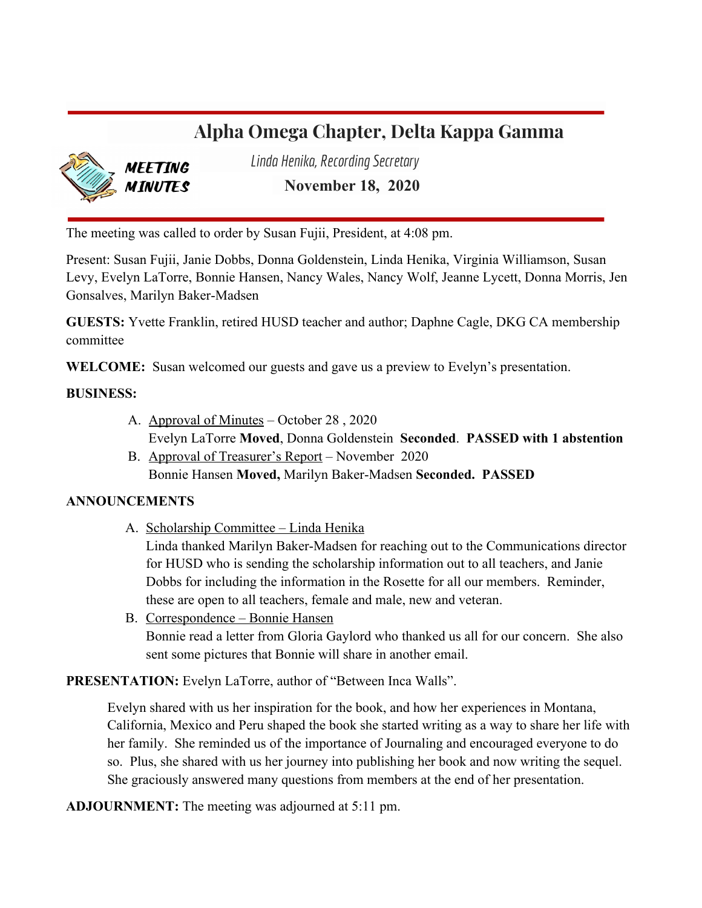# Alpha Omega Chapter, Delta Kappa Gamma

**MEETING MINUTES**

*Linda Henika, Recording Secretary*

**November 18, 2020**

The meeting was called to order by Susan Fujii, President, at 4:08 pm.

Present: Susan Fujii, Janie Dobbs, Donna Goldenstein, Linda Henika, Virginia Williamson, Susan Levy, Evelyn LaTorre, Bonnie Hansen, Nancy Wales, Nancy Wolf, Jeanne Lycett, Donna Morris, Jen Gonsalves, Marilyn Baker-Madsen

**GUESTS:** Yvette Franklin, retired HUSD teacher and author; Daphne Cagle, DKG CA membership committee

**WELCOME:** Susan welcomed our guests and gave us a preview to Evelyn's presentation.

**BUSINESS:**

A. Approval of Minutes – October 28 , 2020
   Evelyn LaTorre **Moved**, Donna Goldenstein **Seconded**. **PASSED with 1 abstention**
B. Approval of Treasurer's Report – November 2020
   Bonnie Hansen **Moved,** Marilyn Baker-Madsen **Seconded. PASSED**

**ANNOUNCEMENTS**

A. Scholarship Committee – Linda Henika
   Linda thanked Marilyn Baker-Madsen for reaching out to the Communications director for HUSD who is sending the scholarship information out to all teachers, and Janie Dobbs for including the information in the Rosette for all our members. Reminder, these are open to all teachers, female and male, new and veteran.
B. Correspondence – Bonnie Hansen
   Bonnie read a letter from Gloria Gaylord who thanked us all for our concern. She also sent some pictures that Bonnie will share in another email.

**PRESENTATION:** Evelyn LaTorre, author of "Between Inca Walls".

Evelyn shared with us her inspiration for the book, and how her experiences in Montana, California, Mexico and Peru shaped the book she started writing as a way to share her life with her family. She reminded us of the importance of Journaling and encouraged everyone to do so. Plus, she shared with us her journey into publishing her book and now writing the sequel. She graciously answered many questions from members at the end of her presentation.

**ADJOURNMENT:** The meeting was adjourned at 5:11 pm.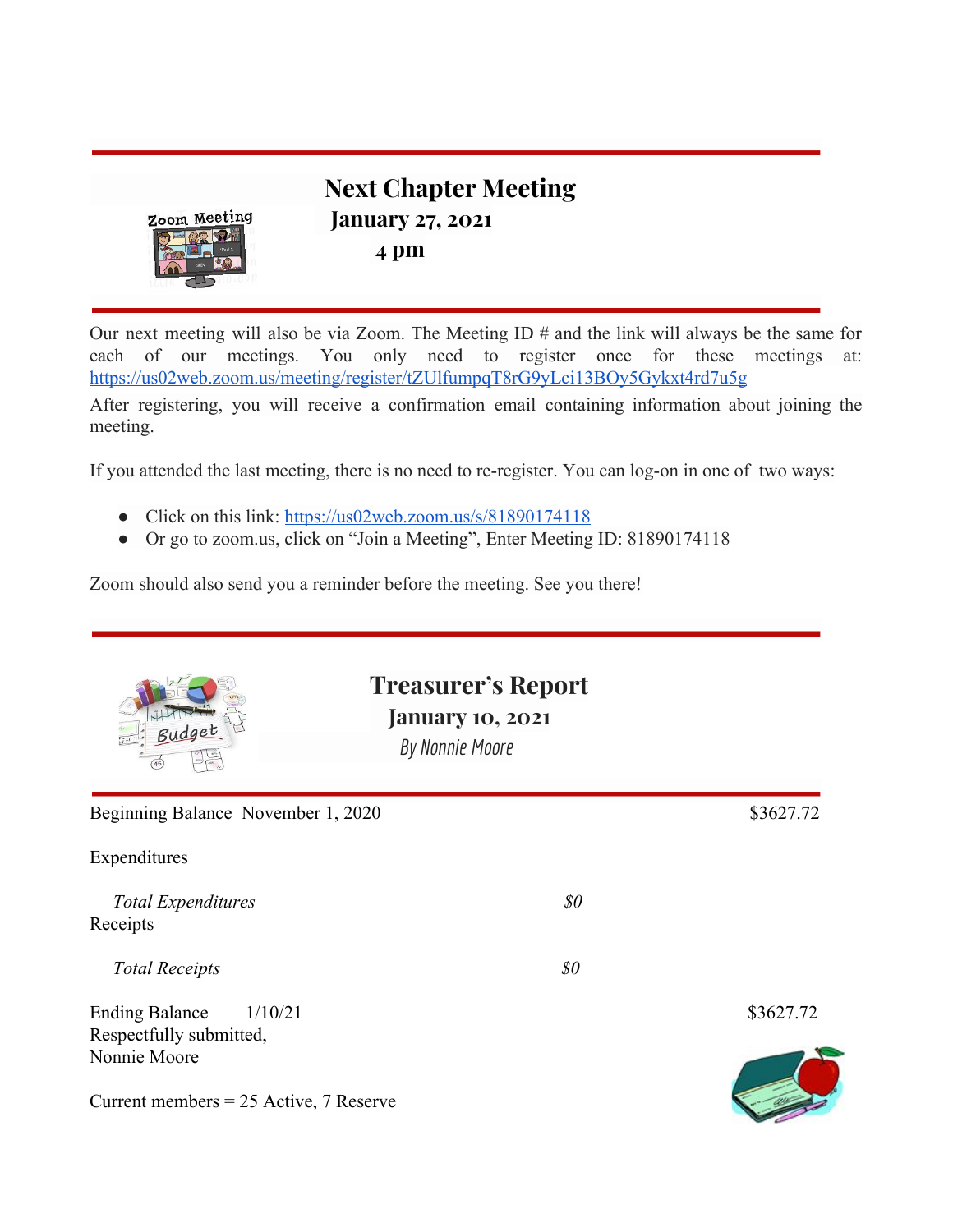## Next Chapter Meeting

**January 27, 2021**

**4 pm**

Our next meeting will also be via Zoom. The Meeting ID # and the link will always be the same for each of our meetings. You only need to register once for these meetings at: https://us02web.zoom.us/meeting/register/tZUlfumpqT8rG9yLci13BOy5Gykxt4rd7u5g

After registering, you will receive a confirmation email containing information about joining the meeting.

If you attended the last meeting, there is no need to re-register. You can log-on in one of two ways:

- Click on this link: https://us02web.zoom.us/s/81890174118
- Or go to zoom.us, click on "Join a Meeting", Enter Meeting ID: 81890174118

Zoom should also send you a reminder before the meeting. See you there!

## Treasurer's Report

**January 10, 2021**

*By Nonnie Moore*

| | | |
|---|---|---|
| Beginning Balance November 1, 2020 | | $3627.72 |
| Expenditures | | |
| *Total Expenditures* | *$0* | |
| Receipts | | |
| *Total Receipts* | *$0* | |
| Ending Balance 1/10/21 | | $3627.72 |

Respectfully submitted,
Nonnie Moore

Current members = 25 Active, 7 Reserve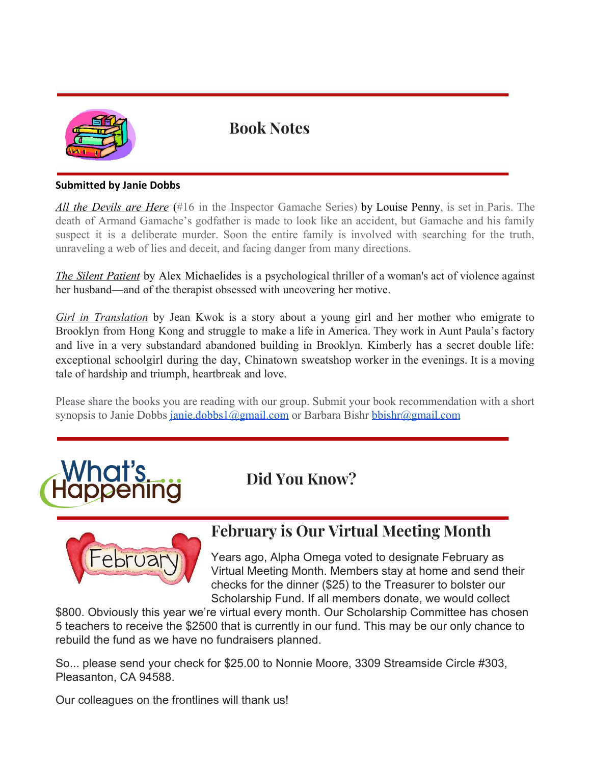## Book Notes

**Submitted by Janie Dobbs**

*All the Devils are Here* (#16 in the Inspector Gamache Series) by Louise Penny, is set in Paris. The death of Armand Gamache's godfather is made to look like an accident, but Gamache and his family suspect it is a deliberate murder. Soon the entire family is involved with searching for the truth, unraveling a web of lies and deceit, and facing danger from many directions.

*The Silent Patient* by Alex Michaelides is a psychological thriller of a woman's act of violence against her husband—and of the therapist obsessed with uncovering her motive.

*Girl in Translation* by Jean Kwok is a story about a young girl and her mother who emigrate to Brooklyn from Hong Kong and struggle to make a life in America. They work in Aunt Paula's factory and live in a very substandard abandoned building in Brooklyn. Kimberly has a secret double life: exceptional schoolgirl during the day, Chinatown sweatshop worker in the evenings. It is a moving tale of hardship and triumph, heartbreak and love.

Please share the books you are reading with our group. Submit your book recommendation with a short synopsis to Janie Dobbs janie.dobbs1@gmail.com or Barbara Bishr bbishr@gmail.com

## Did You Know?

## February is Our Virtual Meeting Month

Years ago, Alpha Omega voted to designate February as Virtual Meeting Month. Members stay at home and send their checks for the dinner ($25) to the Treasurer to bolster our Scholarship Fund. If all members donate, we would collect $800. Obviously this year we're virtual every month. Our Scholarship Committee has chosen 5 teachers to receive the $2500 that is currently in our fund. This may be our only chance to rebuild the fund as we have no fundraisers planned.

So... please send your check for $25.00 to Nonnie Moore, 3309 Streamside Circle #303, Pleasanton, CA 94588.

Our colleagues on the frontlines will thank us!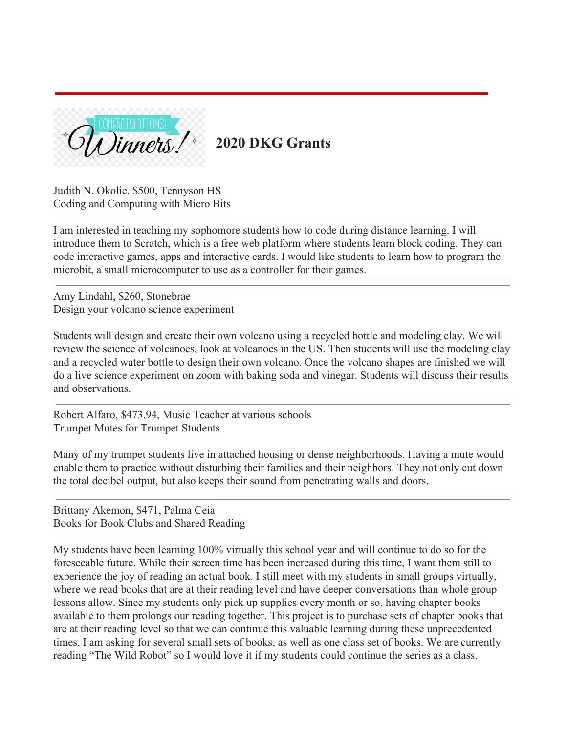## 2020 DKG Grants

Judith N. Okolie, $500, Tennyson HS
Coding and Computing with Micro Bits

I am interested in teaching my sophomore students how to code during distance learning. I will introduce them to Scratch, which is a free web platform where students learn block coding. They can code interactive games, apps and interactive cards. I would like students to learn how to program the microbit, a small microcomputer to use as a controller for their games.

---

Amy Lindahl, $260, Stonebrae
Design your volcano science experiment

Students will design and create their own volcano using a recycled bottle and modeling clay. We will review the science of volcanoes, look at volcanoes in the US. Then students will use the modeling clay and a recycled water bottle to design their own volcano. Once the volcano shapes are finished we will do a live science experiment on zoom with baking soda and vinegar. Students will discuss their results and observations.

---

Robert Alfaro, $473.94, Music Teacher at various schools
Trumpet Mutes for Trumpet Students

Many of my trumpet students live in attached housing or dense neighborhoods. Having a mute would enable them to practice without disturbing their families and their neighbors. They not only cut down the total decibel output, but also keeps their sound from penetrating walls and doors.

---

Brittany Akemon, $471, Palma Ceia
Books for Book Clubs and Shared Reading

My students have been learning 100% virtually this school year and will continue to do so for the foreseeable future. While their screen time has been increased during this time, I want them still to experience the joy of reading an actual book. I still meet with my students in small groups virtually, where we read books that are at their reading level and have deeper conversations than whole group lessons allow. Since my students only pick up supplies every month or so, having chapter books available to them prolongs our reading together. This project is to purchase sets of chapter books that are at their reading level so that we can continue this valuable learning during these unprecedented times. I am asking for several small sets of books, as well as one class set of books. We are currently reading "The Wild Robot" so I would love it if my students could continue the series as a class.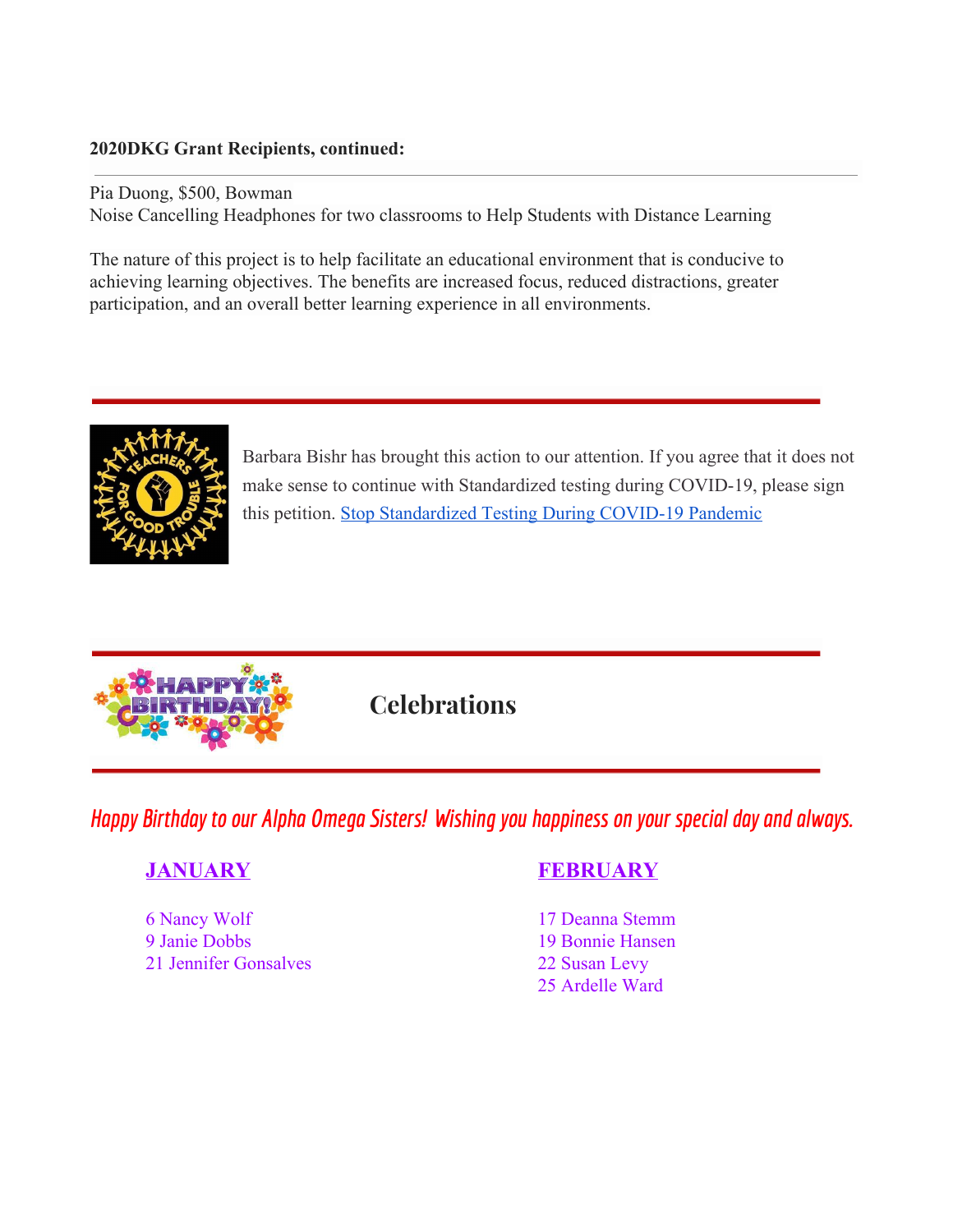**2020DKG Grant Recipients, continued:**

---

Pia Duong, $500, Bowman
Noise Cancelling Headphones for two classrooms to Help Students with Distance Learning

The nature of this project is to help facilitate an educational environment that is conducive to achieving learning objectives. The benefits are increased focus, reduced distractions, greater participation, and an overall better learning experience in all environments.

---

Barbara Bishr has brought this action to our attention. If you agree that it does not make sense to continue with Standardized testing during COVID-19, please sign this petition. [Stop Standardized Testing During COVID-19 Pandemic]

---

## Celebrations

---

*Happy Birthday to our Alpha Omega Sisters! Wishing you happiness on your special day and always.*

**JANUARY**

6 Nancy Wolf
9 Janie Dobbs
21 Jennifer Gonsalves

**FEBRUARY**

17 Deanna Stemm
19 Bonnie Hansen
22 Susan Levy
25 Ardelle Ward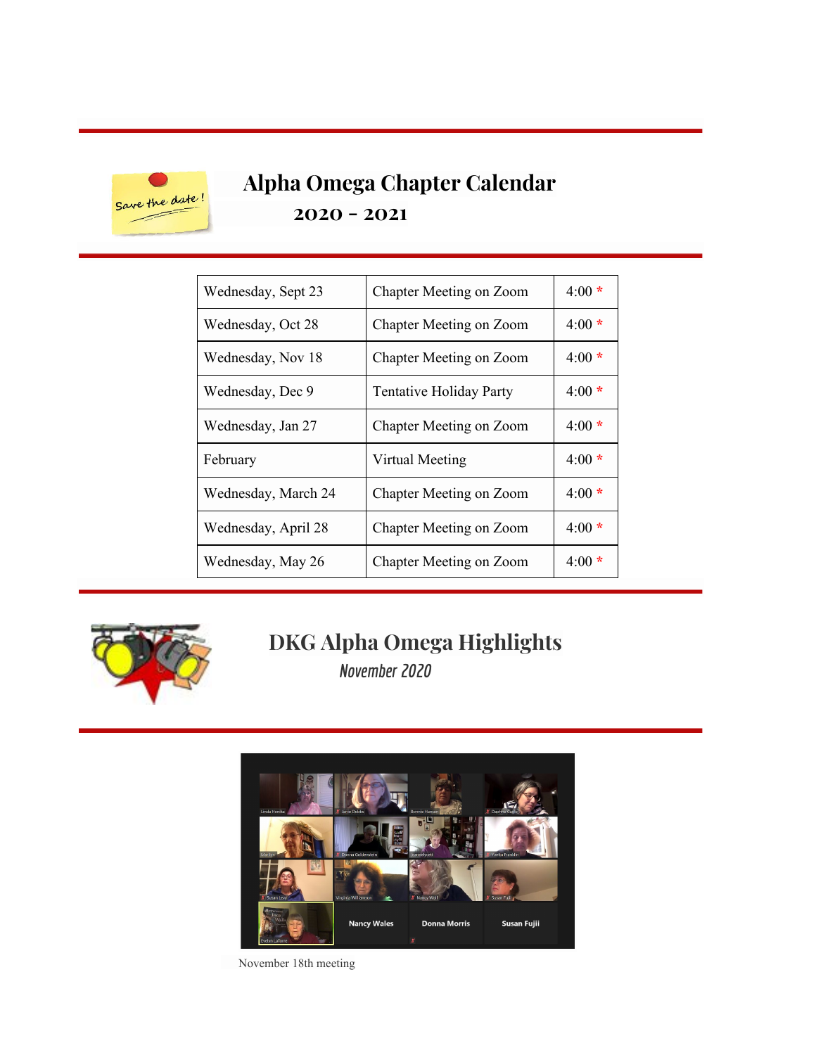## Alpha Omega Chapter Calendar

### 2020 - 2021

| | | |
|---|---|---|
| Wednesday, Sept 23 | Chapter Meeting on Zoom | 4:00 * |
| Wednesday, Oct 28 | Chapter Meeting on Zoom | 4:00 * |
| Wednesday, Nov 18 | Chapter Meeting on Zoom | 4:00 * |
| Wednesday, Dec 9 | Tentative Holiday Party | 4:00 * |
| Wednesday, Jan 27 | Chapter Meeting on Zoom | 4:00 * |
| February | Virtual Meeting | 4:00 * |
| Wednesday, March 24 | Chapter Meeting on Zoom | 4:00 * |
| Wednesday, April 28 | Chapter Meeting on Zoom | 4:00 * |
| Wednesday, May 26 | Chapter Meeting on Zoom | 4:00 * |

## DKG Alpha Omega Highlights

*November 2020*

November 18th meeting